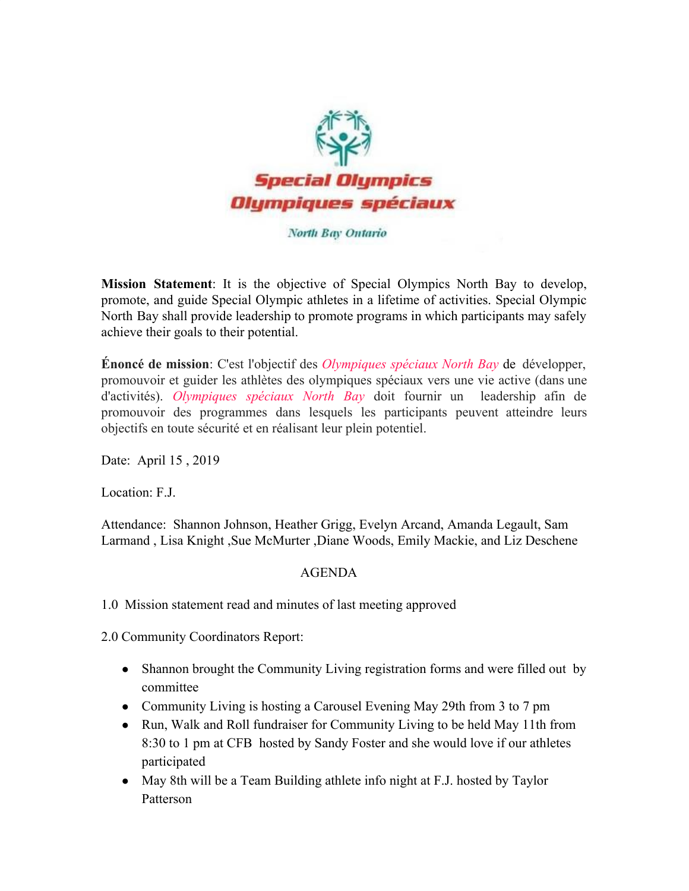Special Olympics
Olympiques spéciaux

North Bay Ontario

**Mission Statement**: It is the objective of Special Olympics North Bay to develop, promote, and guide Special Olympic athletes in a lifetime of activities. Special Olympic North Bay shall provide leadership to promote programs in which participants may safely achieve their goals to their potential.

**Énoncé de mission**: C'est l'objectif des *Olympiques spéciaux North Bay* de développer, promouvoir et guider les athlètes des olympiques spéciaux vers une vie active (dans une d'activités). *Olympiques spéciaux North Bay* doit fournir un leadership afin de promouvoir des programmes dans lesquels les participants peuvent atteindre leurs objectifs en toute sécurité et en réalisant leur plein potentiel.

Date: April 15 , 2019

Location: F.J.

Attendance: Shannon Johnson, Heather Grigg, Evelyn Arcand, Amanda Legault, Sam Larmand , Lisa Knight ,Sue McMurter ,Diane Woods, Emily Mackie, and Liz Deschene

AGENDA

1.0 Mission statement read and minutes of last meeting approved

2.0 Community Coordinators Report:

- Shannon brought the Community Living registration forms and were filled out by committee
- Community Living is hosting a Carousel Evening May 29th from 3 to 7 pm
- Run, Walk and Roll fundraiser for Community Living to be held May 11th from 8:30 to 1 pm at CFB hosted by Sandy Foster and she would love if our athletes participated
- May 8th will be a Team Building athlete info night at F.J. hosted by Taylor Patterson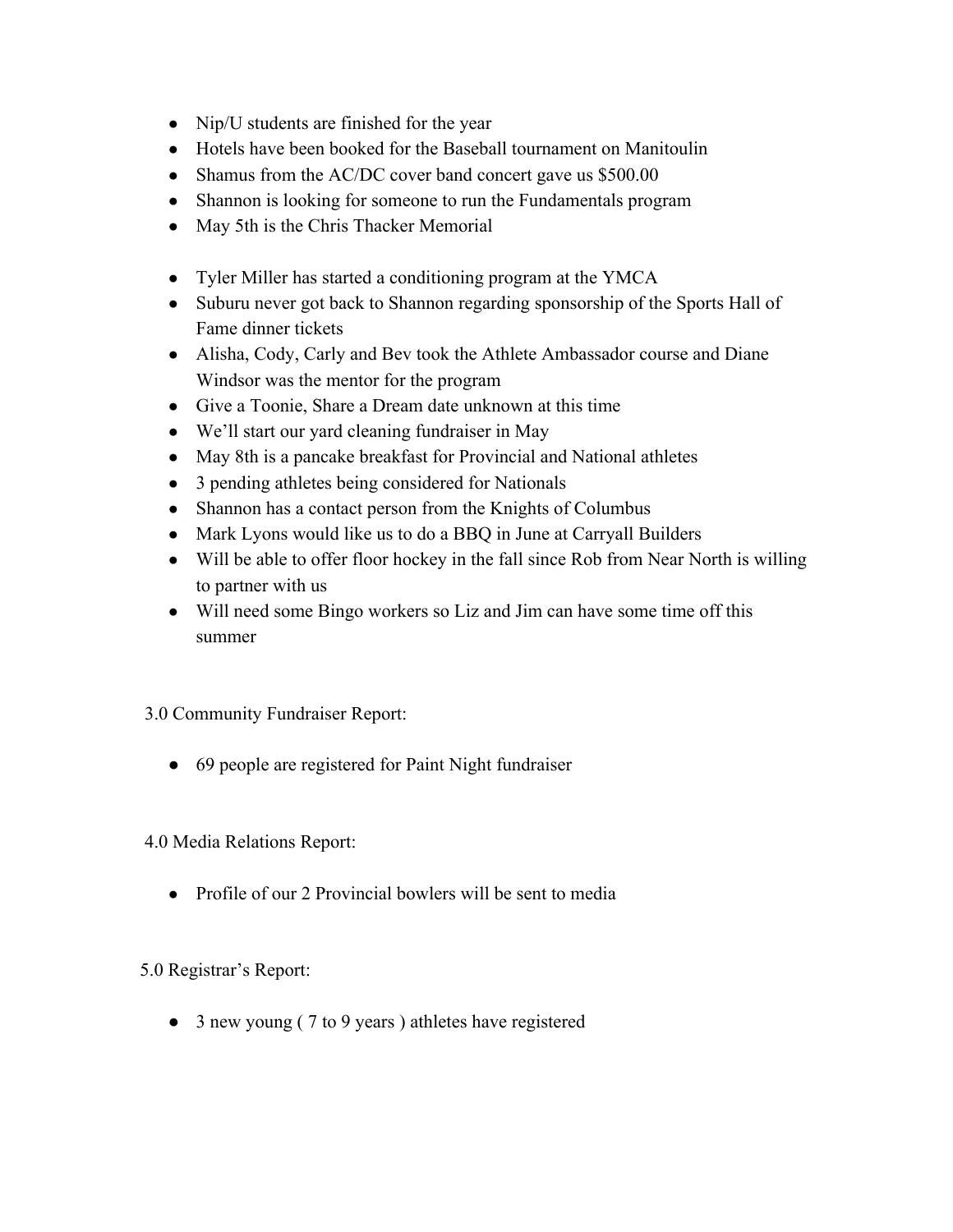- Nip/U students are finished for the year
- Hotels have been booked for the Baseball tournament on Manitoulin
- Shamus from the AC/DC cover band concert gave us $500.00
- Shannon is looking for someone to run the Fundamentals program
- May 5th is the Chris Thacker Memorial

- Tyler Miller has started a conditioning program at the YMCA
- Suburu never got back to Shannon regarding sponsorship of the Sports Hall of Fame dinner tickets
- Alisha, Cody, Carly and Bev took the Athlete Ambassador course and Diane Windsor was the mentor for the program
- Give a Toonie, Share a Dream date unknown at this time
- We'll start our yard cleaning fundraiser in May
- May 8th is a pancake breakfast for Provincial and National athletes
- 3 pending athletes being considered for Nationals
- Shannon has a contact person from the Knights of Columbus
- Mark Lyons would like us to do a BBQ in June at Carryall Builders
- Will be able to offer floor hockey in the fall since Rob from Near North is willing to partner with us
- Will need some Bingo workers so Liz and Jim can have some time off this summer

3.0 Community Fundraiser Report:

- 69 people are registered for Paint Night fundraiser

4.0 Media Relations Report:

- Profile of our 2 Provincial bowlers will be sent to media

5.0 Registrar's Report:

- 3 new young ( 7 to 9 years ) athletes have registered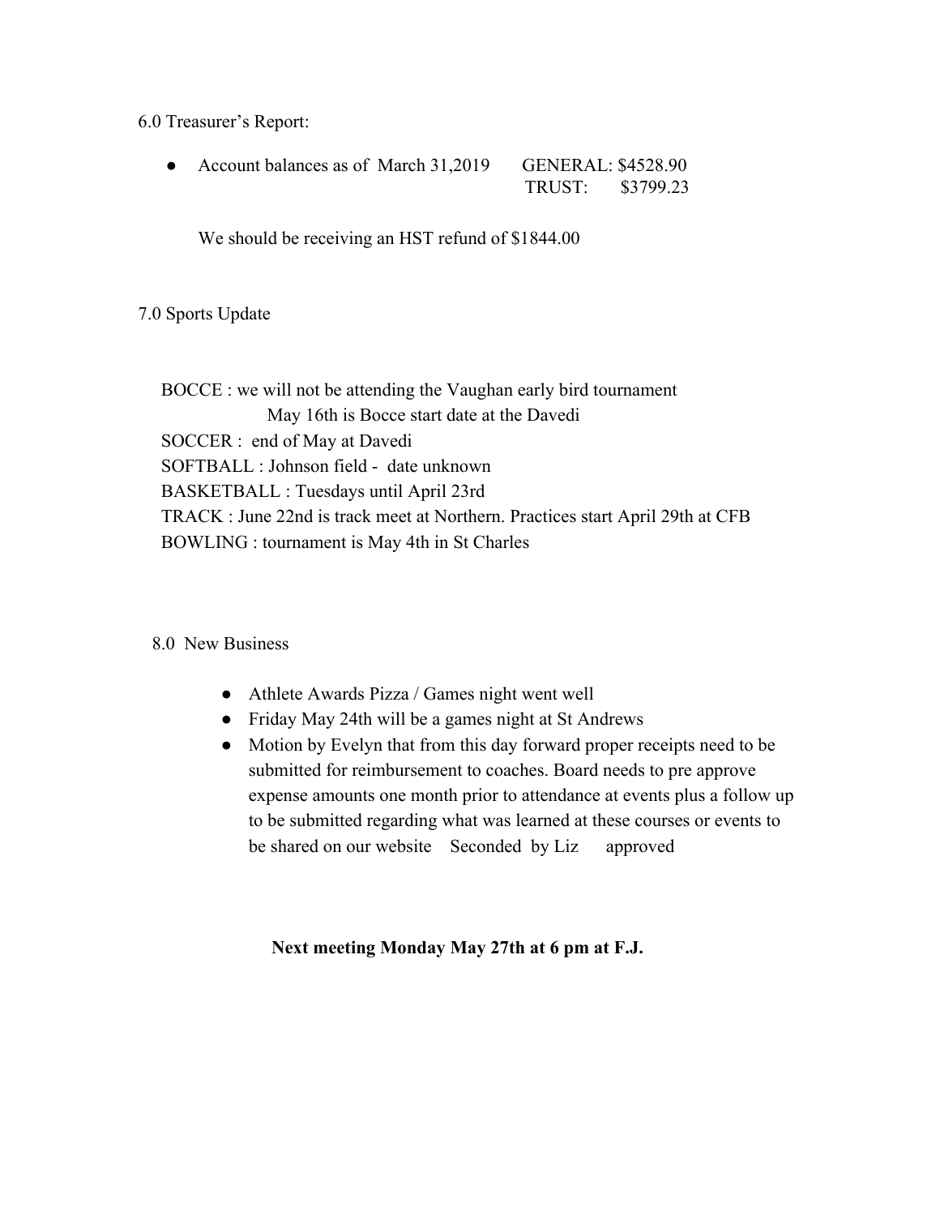6.0 Treasurer's Report:

- Account balances as of March 31,2019 GENERAL: $4528.90  
  TRUST: $3799.23

  We should be receiving an HST refund of $1844.00

7.0 Sports Update

BOCCE : we will not be attending the Vaughan early bird tournament  
May 16th is Bocce start date at the Davedi  
SOCCER : end of May at Davedi  
SOFTBALL : Johnson field - date unknown  
BASKETBALL : Tuesdays until April 23rd  
TRACK : June 22nd is track meet at Northern. Practices start April 29th at CFB  
BOWLING : tournament is May 4th in St Charles

8.0 New Business

- Athlete Awards Pizza / Games night went well
- Friday May 24th will be a games night at St Andrews
- Motion by Evelyn that from this day forward proper receipts need to be submitted for reimbursement to coaches. Board needs to pre approve expense amounts one month prior to attendance at events plus a follow up to be submitted regarding what was learned at these courses or events to be shared on our website Seconded by Liz approved

**Next meeting Monday May 27th at 6 pm at F.J.**